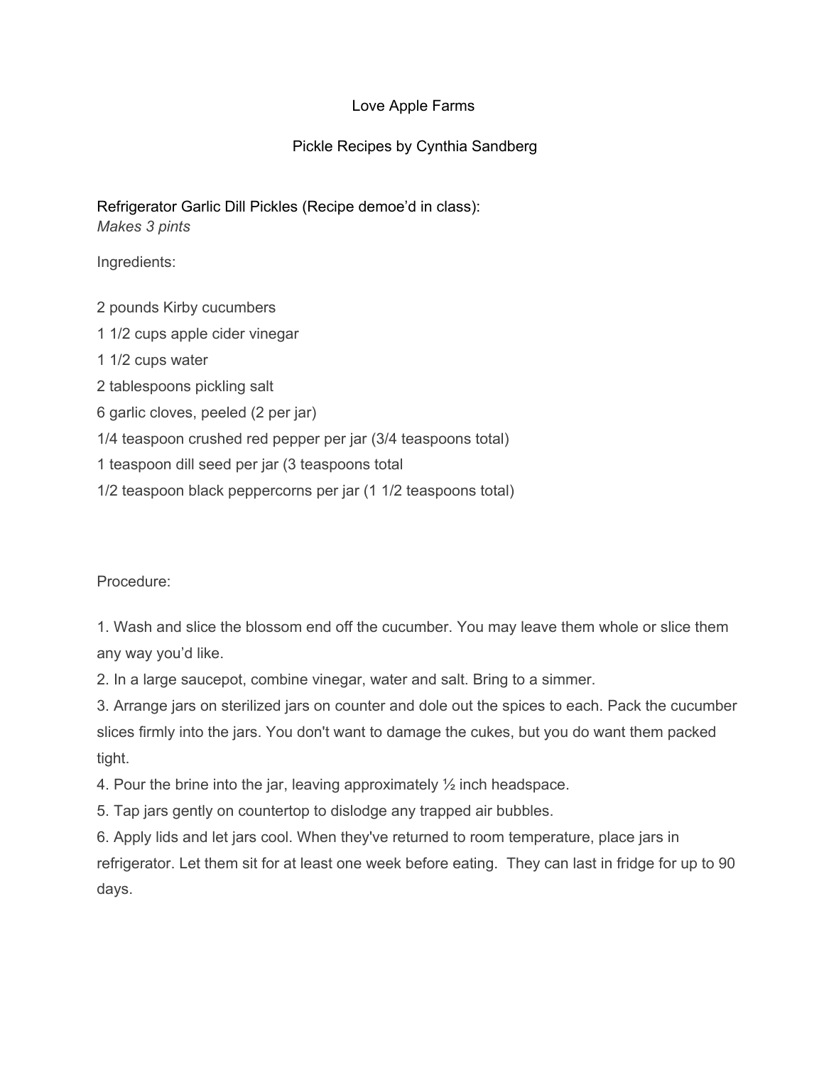# Love Apple Farms

## Pickle Recipes by Cynthia Sandberg

### Refrigerator Garlic Dill Pickles (Recipe demoe'd in class):

*Makes 3 pints*

Ingredients:

2 pounds Kirby cucumbers
1 1/2 cups apple cider vinegar
1 1/2 cups water
2 tablespoons pickling salt
6 garlic cloves, peeled (2 per jar)
1/4 teaspoon crushed red pepper per jar (3/4 teaspoons total)
1 teaspoon dill seed per jar (3 teaspoons total
1/2 teaspoon black peppercorns per jar (1 1/2 teaspoons total)

Procedure:

1. Wash and slice the blossom end off the cucumber. You may leave them whole or slice them any way you'd like.
2. In a large saucepot, combine vinegar, water and salt. Bring to a simmer.
3. Arrange jars on sterilized jars on counter and dole out the spices to each. Pack the cucumber slices firmly into the jars. You don't want to damage the cukes, but you do want them packed tight.
4. Pour the brine into the jar, leaving approximately ½ inch headspace.
5. Tap jars gently on countertop to dislodge any trapped air bubbles.
6. Apply lids and let jars cool. When they've returned to room temperature, place jars in refrigerator. Let them sit for at least one week before eating. They can last in fridge for up to 90 days.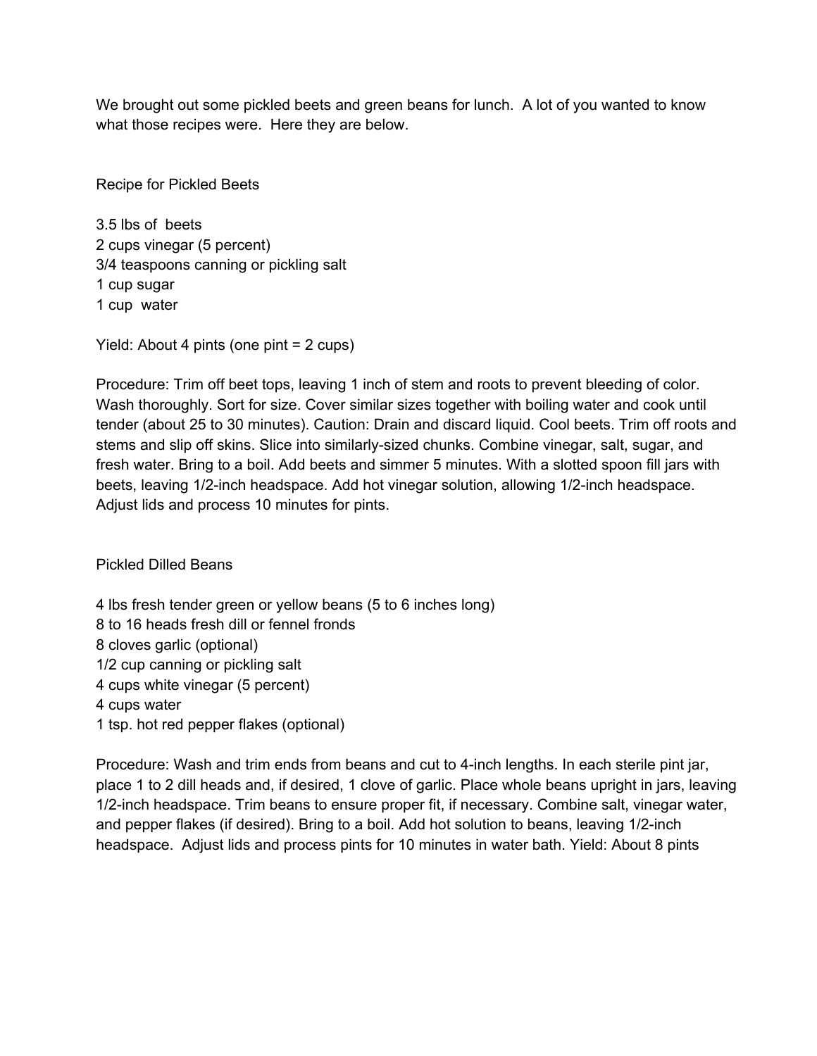We brought out some pickled beets and green beans for lunch. A lot of you wanted to know what those recipes were. Here they are below.

## Recipe for Pickled Beets

3.5 lbs of beets
2 cups vinegar (5 percent)
3/4 teaspoons canning or pickling salt
1 cup sugar
1 cup water

Yield: About 4 pints (one pint = 2 cups)

Procedure: Trim off beet tops, leaving 1 inch of stem and roots to prevent bleeding of color. Wash thoroughly. Sort for size. Cover similar sizes together with boiling water and cook until tender (about 25 to 30 minutes). Caution: Drain and discard liquid. Cool beets. Trim off roots and stems and slip off skins. Slice into similarly-sized chunks. Combine vinegar, salt, sugar, and fresh water. Bring to a boil. Add beets and simmer 5 minutes. With a slotted spoon fill jars with beets, leaving 1/2-inch headspace. Add hot vinegar solution, allowing 1/2-inch headspace. Adjust lids and process 10 minutes for pints.

## Pickled Dilled Beans

4 lbs fresh tender green or yellow beans (5 to 6 inches long)
8 to 16 heads fresh dill or fennel fronds
8 cloves garlic (optional)
1/2 cup canning or pickling salt
4 cups white vinegar (5 percent)
4 cups water
1 tsp. hot red pepper flakes (optional)

Procedure: Wash and trim ends from beans and cut to 4-inch lengths. In each sterile pint jar, place 1 to 2 dill heads and, if desired, 1 clove of garlic. Place whole beans upright in jars, leaving 1/2-inch headspace. Trim beans to ensure proper fit, if necessary. Combine salt, vinegar water, and pepper flakes (if desired). Bring to a boil. Add hot solution to beans, leaving 1/2-inch headspace. Adjust lids and process pints for 10 minutes in water bath. Yield: About 8 pints